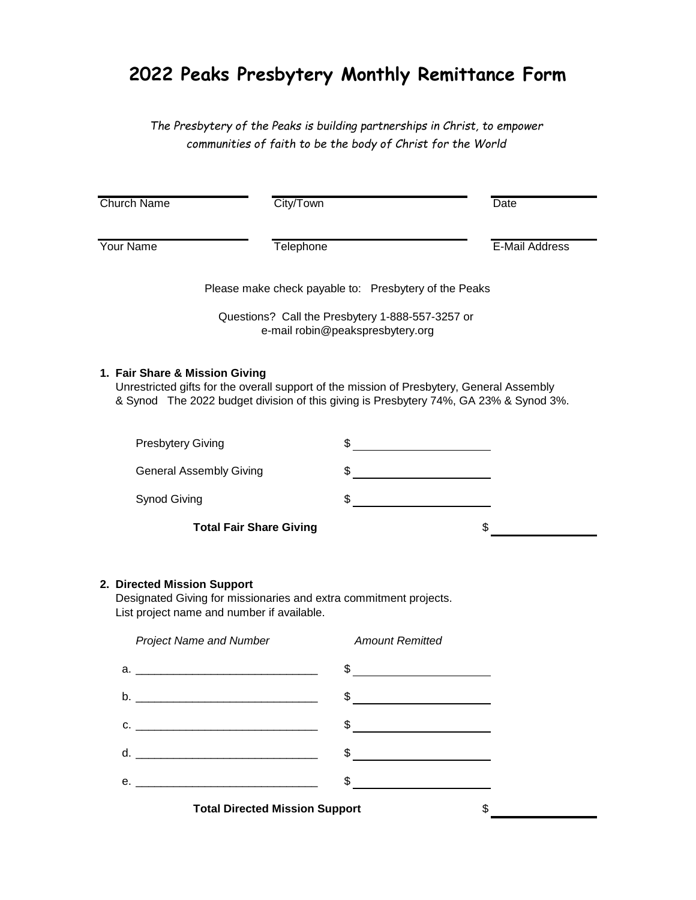# 2022 Peaks Presbytery Monthly Remittance Form

*The Presbytery of the Peaks is building partnerships in Christ, to empower communities of faith to be the body of Christ for the World*

| Church Name | City/Town | Date |
|---|---|---|
| Your Name | Telephone | E-Mail Address |

Please make check payable to: Presbytery of the Peaks

Questions? Call the Presbytery 1-888-557-3257 or e-mail robin@peakspresbytery.org

**1. Fair Share & Mission Giving**

Unrestricted gifts for the overall support of the mission of Presbytery, General Assembly & Synod The 2022 budget division of this giving is Presbytery 74%, GA 23% & Synod 3%.

Presbytery Giving $ ____________________

General Assembly Giving $ ____________________

Synod Giving $ ____________________

**Total Fair Share Giving** $ ____________________

**2. Directed Mission Support**

Designated Giving for missionaries and extra commitment projects. List project name and number if available.

| *Project Name and Number* | *Amount Remitted* |
|---|---|
| a. ____________________________ | $ ____________________ |
| b. ____________________________ | $ ____________________ |
| c. ____________________________ | $ ____________________ |
| d. ____________________________ | $ ____________________ |
| e. ____________________________ | $ ____________________ |

**Total Directed Mission Support** $ ____________________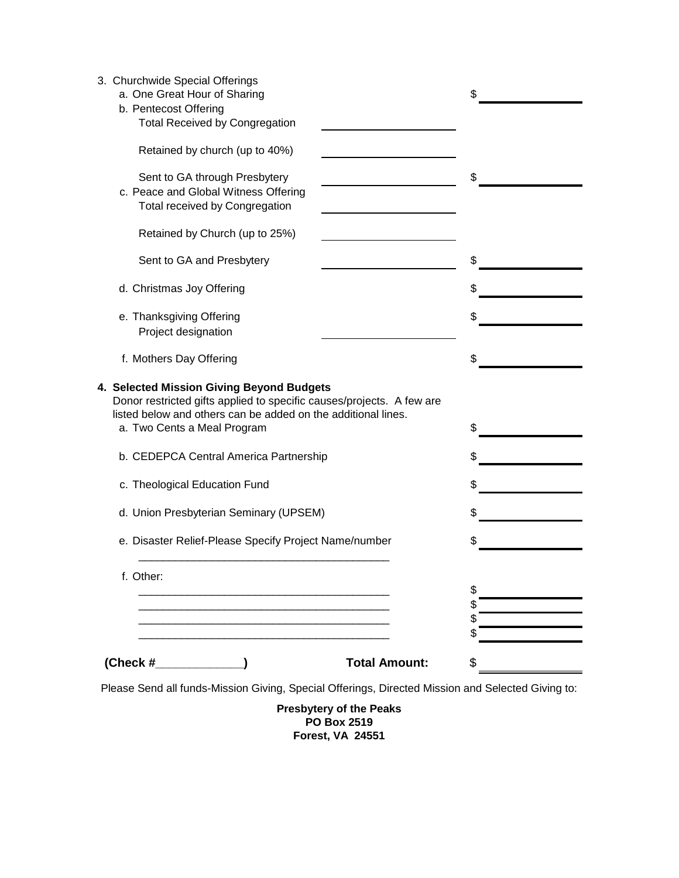3. Churchwide Special Offerings
   a. One Great Hour of Sharing $ ______________
   b. Pentecost Offering
      Total Received by Congregation ______________
      Retained by church (up to 40%) ______________
      Sent to GA through Presbytery ______________ $ ______________
   c. Peace and Global Witness Offering
      Total received by Congregation ______________
      Retained by Church (up to 25%) ______________
      Sent to GA and Presbytery ______________ $ ______________
   d. Christmas Joy Offering $ ______________
   e. Thanksgiving Offering $ ______________
      Project designation ______________
   f. Mothers Day Offering $ ______________

**4. Selected Mission Giving Beyond Budgets**

Donor restricted gifts applied to specific causes/projects. A few are listed below and others can be added on the additional lines.

   a. Two Cents a Meal Program $ ______________
   b. CEDEPCA Central America Partnership $ ______________
   c. Theological Education Fund $ ______________
   d. Union Presbyterian Seminary (UPSEM) $ ______________
   e. Disaster Relief-Please Specify Project Name/number $ ______________
      ________________________________________
   f. Other:
      ________________________________________ $ ______________
      ________________________________________ $ ______________
      ________________________________________ $ ______________
      ________________________________________ $ ______________

**(Check #____________)** **Total Amount:** $ ______________

Please Send all funds-Mission Giving, Special Offerings, Directed Mission and Selected Giving to:

**Presbytery of the Peaks**
**PO Box 2519**
**Forest, VA 24551**